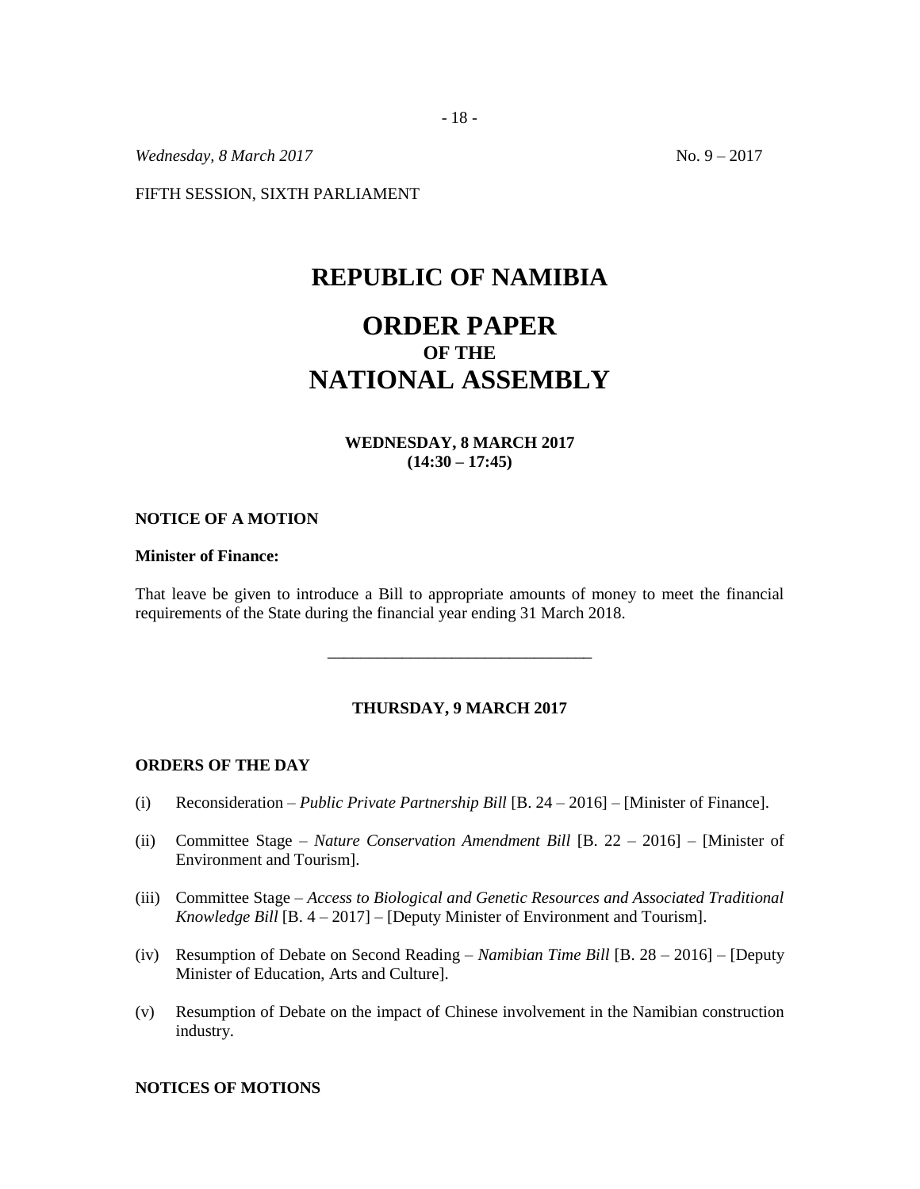*Wednesday, 8 March 2017* No. 9 – 2017

FIFTH SESSION, SIXTH PARLIAMENT

# REPUBLIC OF NAMIBIA

# ORDER PAPER
### OF THE
# NATIONAL ASSEMBLY

**WEDNESDAY, 8 MARCH 2017**
**(14:30 – 17:45)**

**NOTICE OF A MOTION**

**Minister of Finance:**

That leave be given to introduce a Bill to appropriate amounts of money to meet the financial requirements of the State during the financial year ending 31 March 2018.

---

**THURSDAY, 9 MARCH 2017**

**ORDERS OF THE DAY**

(i) Reconsideration – *Public Private Partnership Bill* [B. 24 – 2016] – [Minister of Finance].

(ii) Committee Stage – *Nature Conservation Amendment Bill* [B. 22 – 2016] – [Minister of Environment and Tourism].

(iii) Committee Stage – *Access to Biological and Genetic Resources and Associated Traditional Knowledge Bill* [B. 4 – 2017] – [Deputy Minister of Environment and Tourism].

(iv) Resumption of Debate on Second Reading – *Namibian Time Bill* [B. 28 – 2016] – [Deputy Minister of Education, Arts and Culture].

(v) Resumption of Debate on the impact of Chinese involvement in the Namibian construction industry.

**NOTICES OF MOTIONS**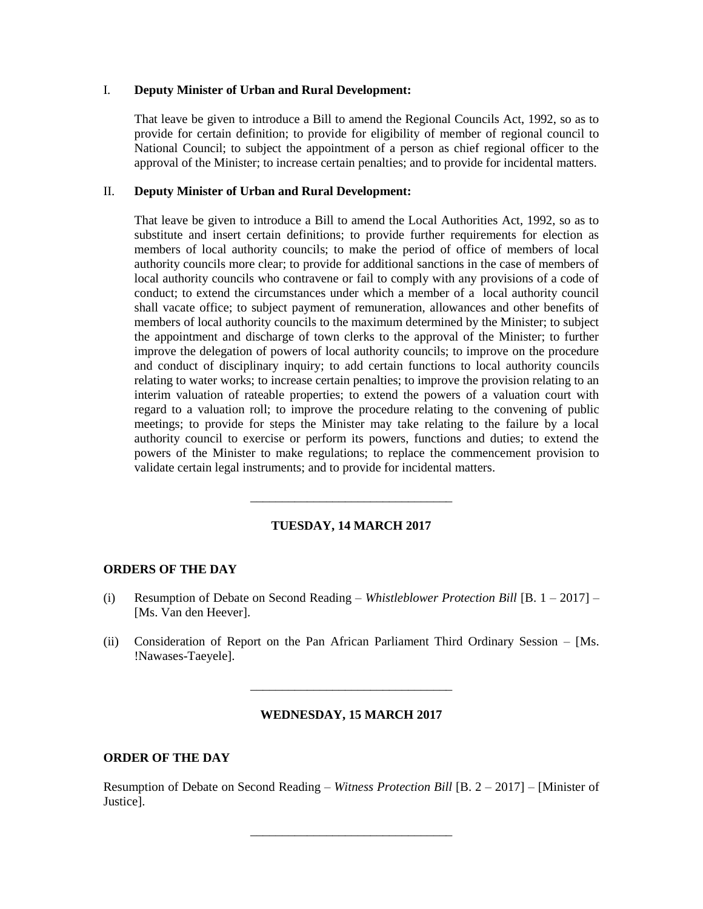I. **Deputy Minister of Urban and Rural Development:**

That leave be given to introduce a Bill to amend the Regional Councils Act, 1992, so as to provide for certain definition; to provide for eligibility of member of regional council to National Council; to subject the appointment of a person as chief regional officer to the approval of the Minister; to increase certain penalties; and to provide for incidental matters.

II. **Deputy Minister of Urban and Rural Development:**

That leave be given to introduce a Bill to amend the Local Authorities Act, 1992, so as to substitute and insert certain definitions; to provide further requirements for election as members of local authority councils; to make the period of office of members of local authority councils more clear; to provide for additional sanctions in the case of members of local authority councils who contravene or fail to comply with any provisions of a code of conduct; to extend the circumstances under which a member of a local authority council shall vacate office; to subject payment of remuneration, allowances and other benefits of members of local authority councils to the maximum determined by the Minister; to subject the appointment and discharge of town clerks to the approval of the Minister; to further improve the delegation of powers of local authority councils; to improve on the procedure and conduct of disciplinary inquiry; to add certain functions to local authority councils relating to water works; to increase certain penalties; to improve the provision relating to an interim valuation of rateable properties; to extend the powers of a valuation court with regard to a valuation roll; to improve the procedure relating to the convening of public meetings; to provide for steps the Minister may take relating to the failure by a local authority council to exercise or perform its powers, functions and duties; to extend the powers of the Minister to make regulations; to replace the commencement provision to validate certain legal instruments; and to provide for incidental matters.

---

**TUESDAY, 14 MARCH 2017**

**ORDERS OF THE DAY**

(i) Resumption of Debate on Second Reading – *Whistleblower Protection Bill* [B. 1 – 2017] – [Ms. Van den Heever].

(ii) Consideration of Report on the Pan African Parliament Third Ordinary Session – [Ms. !Nawases-Taeyele].

---

**WEDNESDAY, 15 MARCH 2017**

**ORDER OF THE DAY**

Resumption of Debate on Second Reading – *Witness Protection Bill* [B. 2 – 2017] – [Minister of Justice].

---